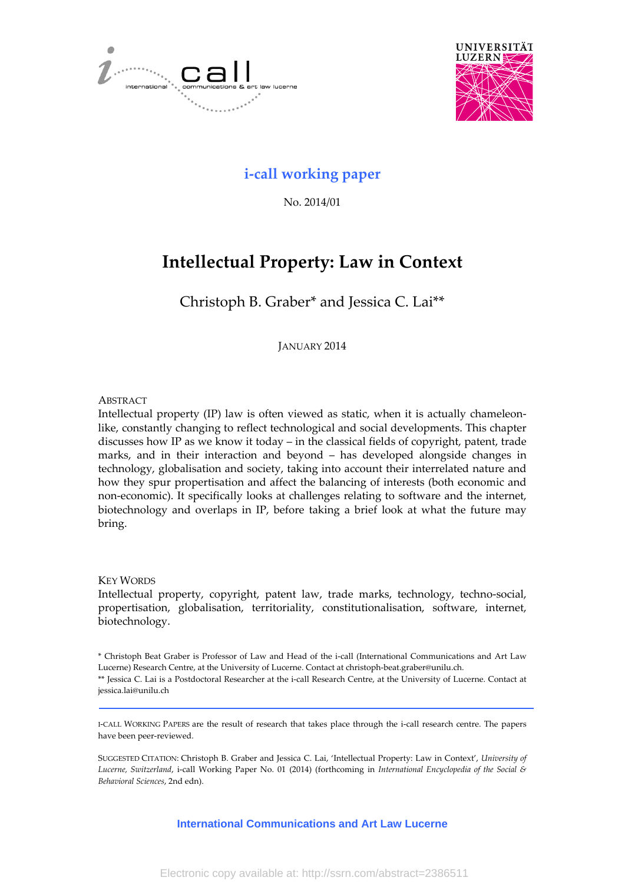i-call working paper

No. 2014/01

# Intellectual Property: Law in Context

Christoph B. Graber* and Jessica C. Lai**

JANUARY 2014

ABSTRACT

Intellectual property (IP) law is often viewed as static, when it is actually chameleon-like, constantly changing to reflect technological and social developments. This chapter discusses how IP as we know it today – in the classical fields of copyright, patent, trade marks, and in their interaction and beyond – has developed alongside changes in technology, globalisation and society, taking into account their interrelated nature and how they spur propertisation and affect the balancing of interests (both economic and non-economic). It specifically looks at challenges relating to software and the internet, biotechnology and overlaps in IP, before taking a brief look at what the future may bring.

KEY WORDS

Intellectual property, copyright, patent law, trade marks, technology, techno-social, propertisation, globalisation, territoriality, constitutionalisation, software, internet, biotechnology.

* Christoph Beat Graber is Professor of Law and Head of the i-call (International Communications and Art Law Lucerne) Research Centre, at the University of Lucerne. Contact at christoph-beat.graber@unilu.ch.

** Jessica C. Lai is a Postdoctoral Researcher at the i-call Research Centre, at the University of Lucerne. Contact at jessica.lai@unilu.ch

I-CALL WORKING PAPERS are the result of research that takes place through the i-call research centre. The papers have been peer-reviewed.

SUGGESTED CITATION: Christoph B. Graber and Jessica C. Lai, 'Intellectual Property: Law in Context', *University of Lucerne, Switzerland*, i-call Working Paper No. 01 (2014) (forthcoming in *International Encyclopedia of the Social & Behavioral Sciences*, 2nd edn).

International Communications and Art Law Lucerne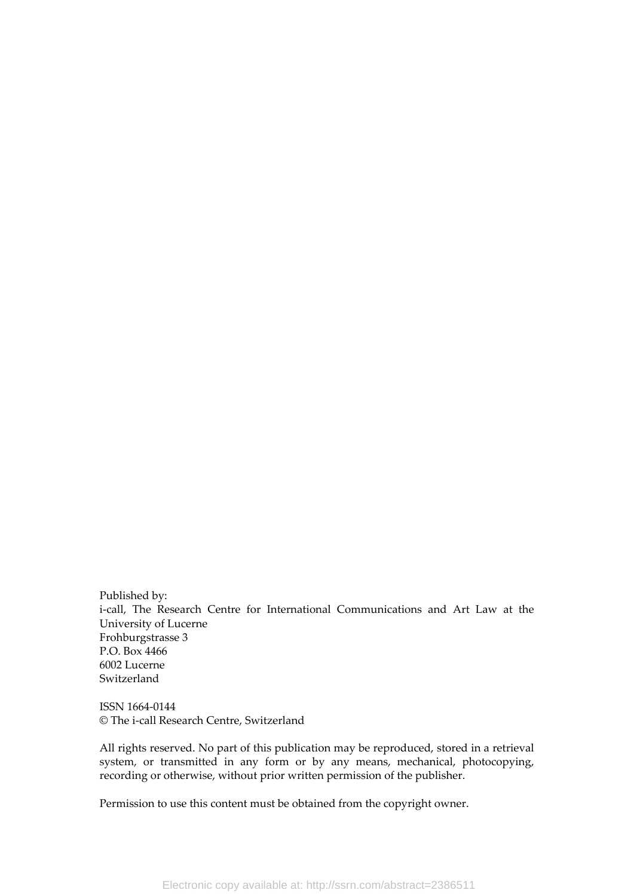Published by:
i-call, The Research Centre for International Communications and Art Law at the University of Lucerne
Frohburgstrasse 3
P.O. Box 4466
6002 Lucerne
Switzerland

ISSN 1664-0144
© The i-call Research Centre, Switzerland

All rights reserved. No part of this publication may be reproduced, stored in a retrieval system, or transmitted in any form or by any means, mechanical, photocopying, recording or otherwise, without prior written permission of the publisher.

Permission to use this content must be obtained from the copyright owner.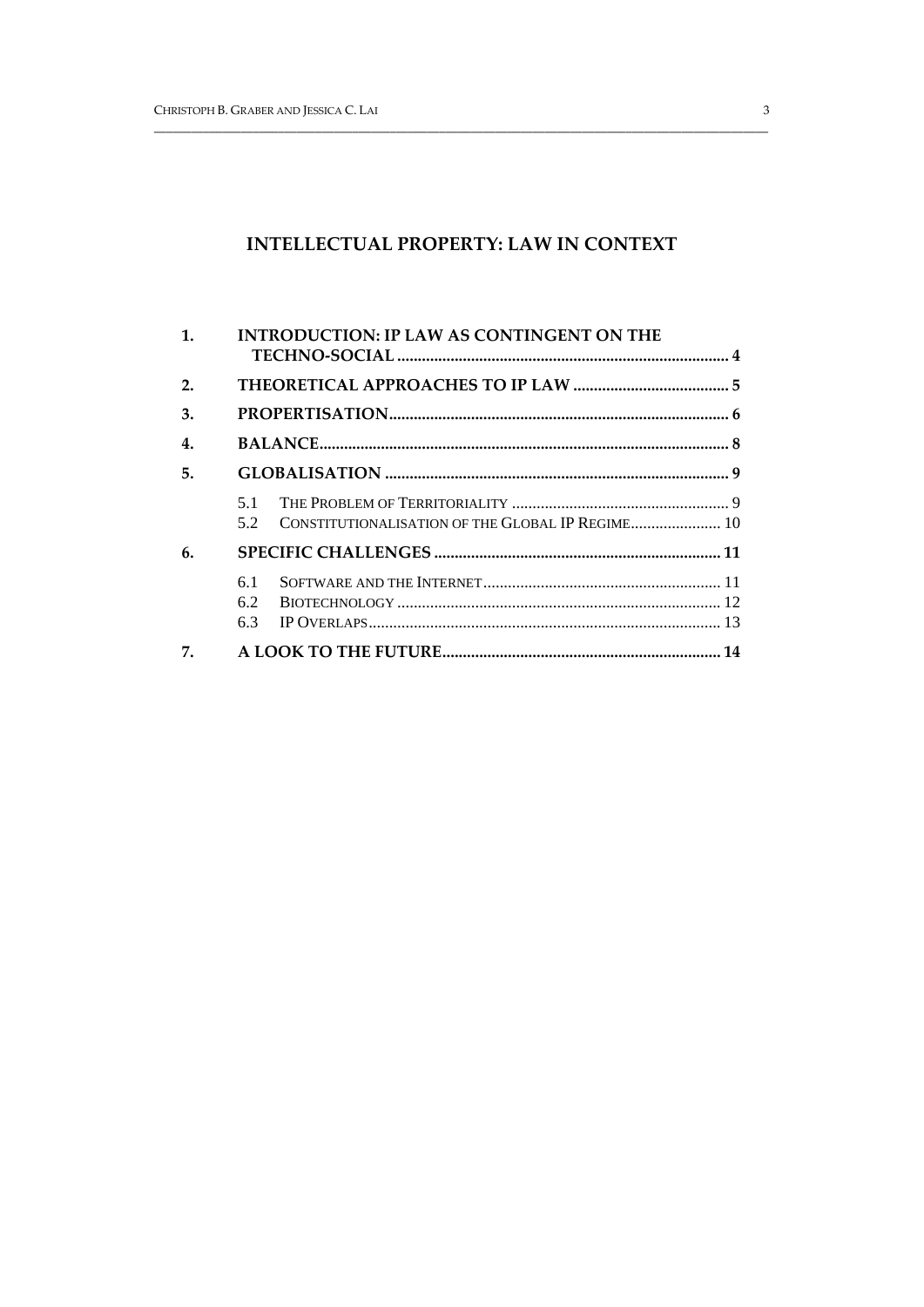# INTELLECTUAL PROPERTY: LAW IN CONTEXT

1. **INTRODUCTION: IP LAW AS CONTINGENT ON THE TECHNO-SOCIAL** ........ 4
2. **THEORETICAL APPROACHES TO IP LAW** ........ 5
3. **PROPERTISATION** ........ 6
4. **BALANCE** ........ 8
5. **GLOBALISATION** ........ 9
   - 5.1 THE PROBLEM OF TERRITORIALITY ........ 9
   - 5.2 CONSTITUTIONALISATION OF THE GLOBAL IP REGIME ........ 10
6. **SPECIFIC CHALLENGES** ........ 11
   - 6.1 SOFTWARE AND THE INTERNET ........ 11
   - 6.2 BIOTECHNOLOGY ........ 12
   - 6.3 IP OVERLAPS ........ 13
7. **A LOOK TO THE FUTURE** ........ 14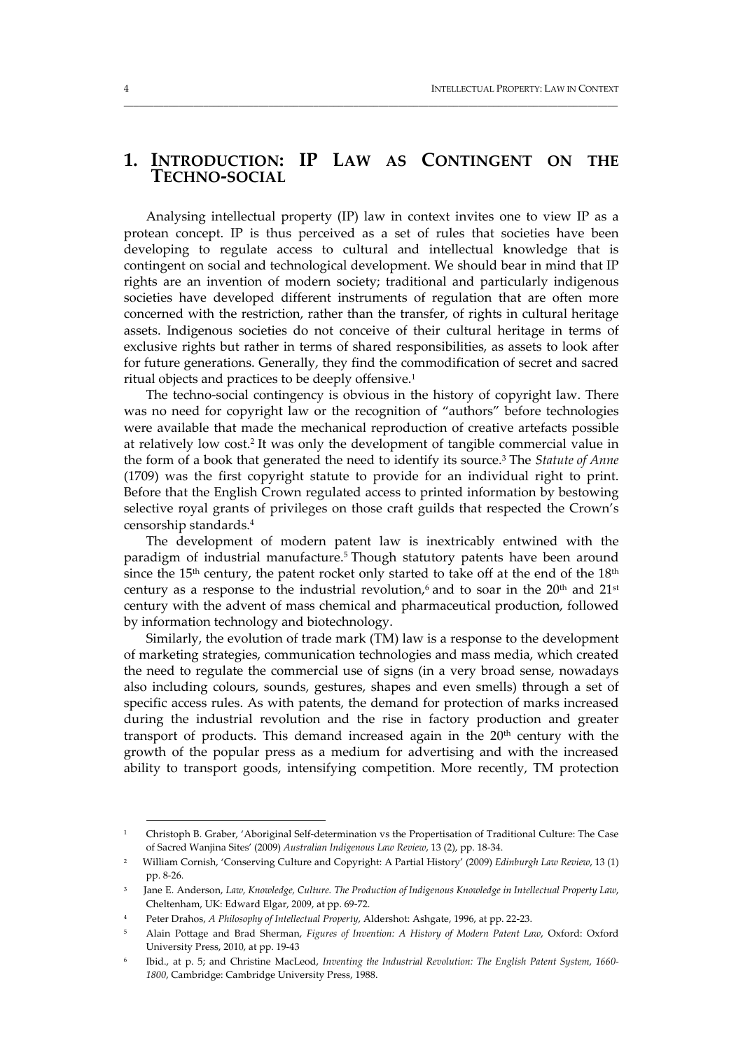# 1. INTRODUCTION: IP LAW AS CONTINGENT ON THE TECHNO-SOCIAL

Analysing intellectual property (IP) law in context invites one to view IP as a protean concept. IP is thus perceived as a set of rules that societies have been developing to regulate access to cultural and intellectual knowledge that is contingent on social and technological development. We should bear in mind that IP rights are an invention of modern society; traditional and particularly indigenous societies have developed different instruments of regulation that are often more concerned with the restriction, rather than the transfer, of rights in cultural heritage assets. Indigenous societies do not conceive of their cultural heritage in terms of exclusive rights but rather in terms of shared responsibilities, as assets to look after for future generations. Generally, they find the commodification of secret and sacred ritual objects and practices to be deeply offensive.[1]

The techno-social contingency is obvious in the history of copyright law. There was no need for copyright law or the recognition of "authors" before technologies were available that made the mechanical reproduction of creative artefacts possible at relatively low cost.[2] It was only the development of tangible commercial value in the form of a book that generated the need to identify its source.[3] The *Statute of Anne* (1709) was the first copyright statute to provide for an individual right to print. Before that the English Crown regulated access to printed information by bestowing selective royal grants of privileges on those craft guilds that respected the Crown's censorship standards.[4]

The development of modern patent law is inextricably entwined with the paradigm of industrial manufacture.[5] Though statutory patents have been around since the 15th century, the patent rocket only started to take off at the end of the 18th century as a response to the industrial revolution,[6] and to soar in the 20th and 21st century with the advent of mass chemical and pharmaceutical production, followed by information technology and biotechnology.

Similarly, the evolution of trade mark (TM) law is a response to the development of marketing strategies, communication technologies and mass media, which created the need to regulate the commercial use of signs (in a very broad sense, nowadays also including colours, sounds, gestures, shapes and even smells) through a set of specific access rules. As with patents, the demand for protection of marks increased during the industrial revolution and the rise in factory production and greater transport of products. This demand increased again in the 20th century with the growth of the popular press as a medium for advertising and with the increased ability to transport goods, intensifying competition. More recently, TM protection

---

[1] Christoph B. Graber, 'Aboriginal Self-determination vs the Propertisation of Traditional Culture: The Case of Sacred Wanjina Sites' (2009) *Australian Indigenous Law Review*, 13 (2), pp. 18-34.

[2] William Cornish, 'Conserving Culture and Copyright: A Partial History' (2009) *Edinburgh Law Review*, 13 (1) pp. 8-26.

[3] Jane E. Anderson, *Law, Knowledge, Culture. The Production of Indigenous Knowledge in Intellectual Property Law*, Cheltenham, UK: Edward Elgar, 2009, at pp. 69-72.

[4] Peter Drahos, *A Philosophy of Intellectual Property*, Aldershot: Ashgate, 1996, at pp. 22-23.

[5] Alain Pottage and Brad Sherman, *Figures of Invention: A History of Modern Patent Law*, Oxford: Oxford University Press, 2010, at pp. 19-43

[6] Ibid., at p. 5; and Christine MacLeod, *Inventing the Industrial Revolution: The English Patent System, 1660-1800*, Cambridge: Cambridge University Press, 1988.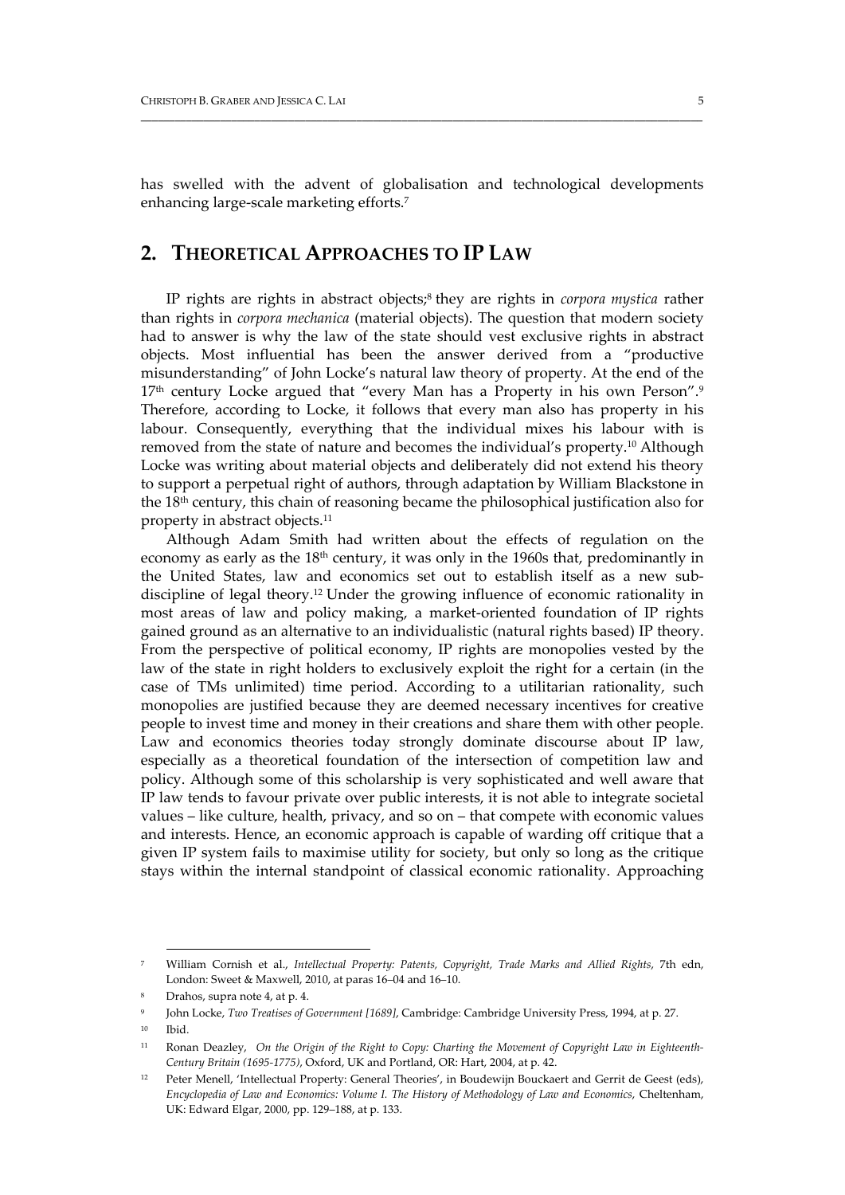has swelled with the advent of globalisation and technological developments enhancing large-scale marketing efforts.[7]

## 2. Theoretical Approaches to IP Law

IP rights are rights in abstract objects;[8] they are rights in *corpora mystica* rather than rights in *corpora mechanica* (material objects). The question that modern society had to answer is why the law of the state should vest exclusive rights in abstract objects. Most influential has been the answer derived from a "productive misunderstanding" of John Locke's natural law theory of property. At the end of the 17th century Locke argued that "every Man has a Property in his own Person".[9] Therefore, according to Locke, it follows that every man also has property in his labour. Consequently, everything that the individual mixes his labour with is removed from the state of nature and becomes the individual's property.[10] Although Locke was writing about material objects and deliberately did not extend his theory to support a perpetual right of authors, through adaptation by William Blackstone in the 18th century, this chain of reasoning became the philosophical justification also for property in abstract objects.[11]

Although Adam Smith had written about the effects of regulation on the economy as early as the 18th century, it was only in the 1960s that, predominantly in the United States, law and economics set out to establish itself as a new sub-discipline of legal theory.[12] Under the growing influence of economic rationality in most areas of law and policy making, a market-oriented foundation of IP rights gained ground as an alternative to an individualistic (natural rights based) IP theory. From the perspective of political economy, IP rights are monopolies vested by the law of the state in right holders to exclusively exploit the right for a certain (in the case of TMs unlimited) time period. According to a utilitarian rationality, such monopolies are justified because they are deemed necessary incentives for creative people to invest time and money in their creations and share them with other people. Law and economics theories today strongly dominate discourse about IP law, especially as a theoretical foundation of the intersection of competition law and policy. Although some of this scholarship is very sophisticated and well aware that IP law tends to favour private over public interests, it is not able to integrate societal values – like culture, health, privacy, and so on – that compete with economic values and interests. Hence, an economic approach is capable of warding off critique that a given IP system fails to maximise utility for society, but only so long as the critique stays within the internal standpoint of classical economic rationality. Approaching

---

[7] William Cornish et al., *Intellectual Property: Patents, Copyright, Trade Marks and Allied Rights*, 7th edn, London: Sweet & Maxwell, 2010, at paras 16–04 and 16–10.

[8] Drahos, supra note 4, at p. 4.

[9] John Locke, *Two Treatises of Government [1689]*, Cambridge: Cambridge University Press, 1994, at p. 27.

[10] Ibid.

[11] Ronan Deazley, *On the Origin of the Right to Copy: Charting the Movement of Copyright Law in Eighteenth-Century Britain (1695-1775)*, Oxford, UK and Portland, OR: Hart, 2004, at p. 42.

[12] Peter Menell, 'Intellectual Property: General Theories', in Boudewijn Bouckaert and Gerrit de Geest (eds), *Encyclopedia of Law and Economics: Volume I. The History of Methodology of Law and Economics*, Cheltenham, UK: Edward Elgar, 2000, pp. 129–188, at p. 133.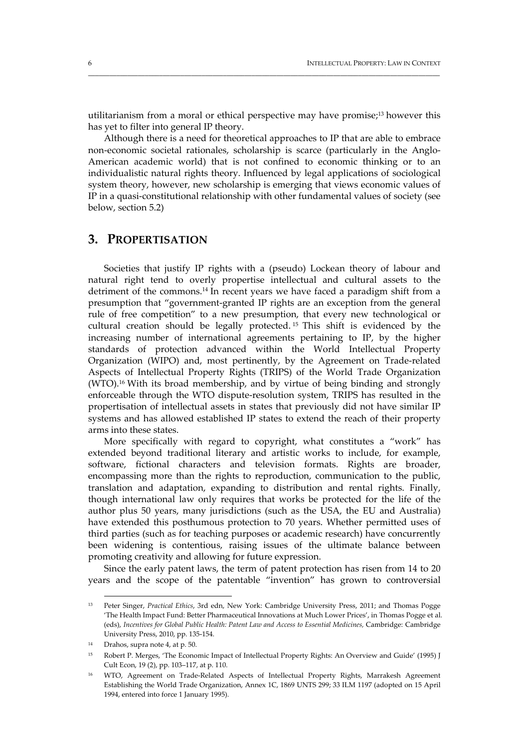utilitarianism from a moral or ethical perspective may have promise;[13] however this has yet to filter into general IP theory.

Although there is a need for theoretical approaches to IP that are able to embrace non-economic societal rationales, scholarship is scarce (particularly in the Anglo-American academic world) that is not confined to economic thinking or to an individualistic natural rights theory. Influenced by legal applications of sociological system theory, however, new scholarship is emerging that views economic values of IP in a quasi-constitutional relationship with other fundamental values of society (see below, section 5.2)

## 3. PROPERTISATION

Societies that justify IP rights with a (pseudo) Lockean theory of labour and natural right tend to overly propertise intellectual and cultural assets to the detriment of the commons.[14] In recent years we have faced a paradigm shift from a presumption that "government-granted IP rights are an exception from the general rule of free competition" to a new presumption, that every new technological or cultural creation should be legally protected.[15] This shift is evidenced by the increasing number of international agreements pertaining to IP, by the higher standards of protection advanced within the World Intellectual Property Organization (WIPO) and, most pertinently, by the Agreement on Trade-related Aspects of Intellectual Property Rights (TRIPS) of the World Trade Organization (WTO).[16] With its broad membership, and by virtue of being binding and strongly enforceable through the WTO dispute-resolution system, TRIPS has resulted in the propertisation of intellectual assets in states that previously did not have similar IP systems and has allowed established IP states to extend the reach of their property arms into these states.

More specifically with regard to copyright, what constitutes a "work" has extended beyond traditional literary and artistic works to include, for example, software, fictional characters and television formats. Rights are broader, encompassing more than the rights to reproduction, communication to the public, translation and adaptation, expanding to distribution and rental rights. Finally, though international law only requires that works be protected for the life of the author plus 50 years, many jurisdictions (such as the USA, the EU and Australia) have extended this posthumous protection to 70 years. Whether permitted uses of third parties (such as for teaching purposes or academic research) have concurrently been widening is contentious, raising issues of the ultimate balance between promoting creativity and allowing for future expression.

Since the early patent laws, the term of patent protection has risen from 14 to 20 years and the scope of the patentable "invention" has grown to controversial

---

[13] Peter Singer, *Practical Ethics*, 3rd edn, New York: Cambridge University Press, 2011; and Thomas Pogge 'The Health Impact Fund: Better Pharmaceutical Innovations at Much Lower Prices', in Thomas Pogge et al. (eds), *Incentives for Global Public Health: Patent Law and Access to Essential Medicines*, Cambridge: Cambridge University Press, 2010, pp. 135-154.

[14] Drahos, supra note 4, at p. 50.

[15] Robert P. Merges, 'The Economic Impact of Intellectual Property Rights: An Overview and Guide' (1995) J Cult Econ, 19 (2), pp. 103–117, at p. 110.

[16] WTO, Agreement on Trade-Related Aspects of Intellectual Property Rights, Marrakesh Agreement Establishing the World Trade Organization, Annex 1C, 1869 UNTS 299; 33 ILM 1197 (adopted on 15 April 1994, entered into force 1 January 1995).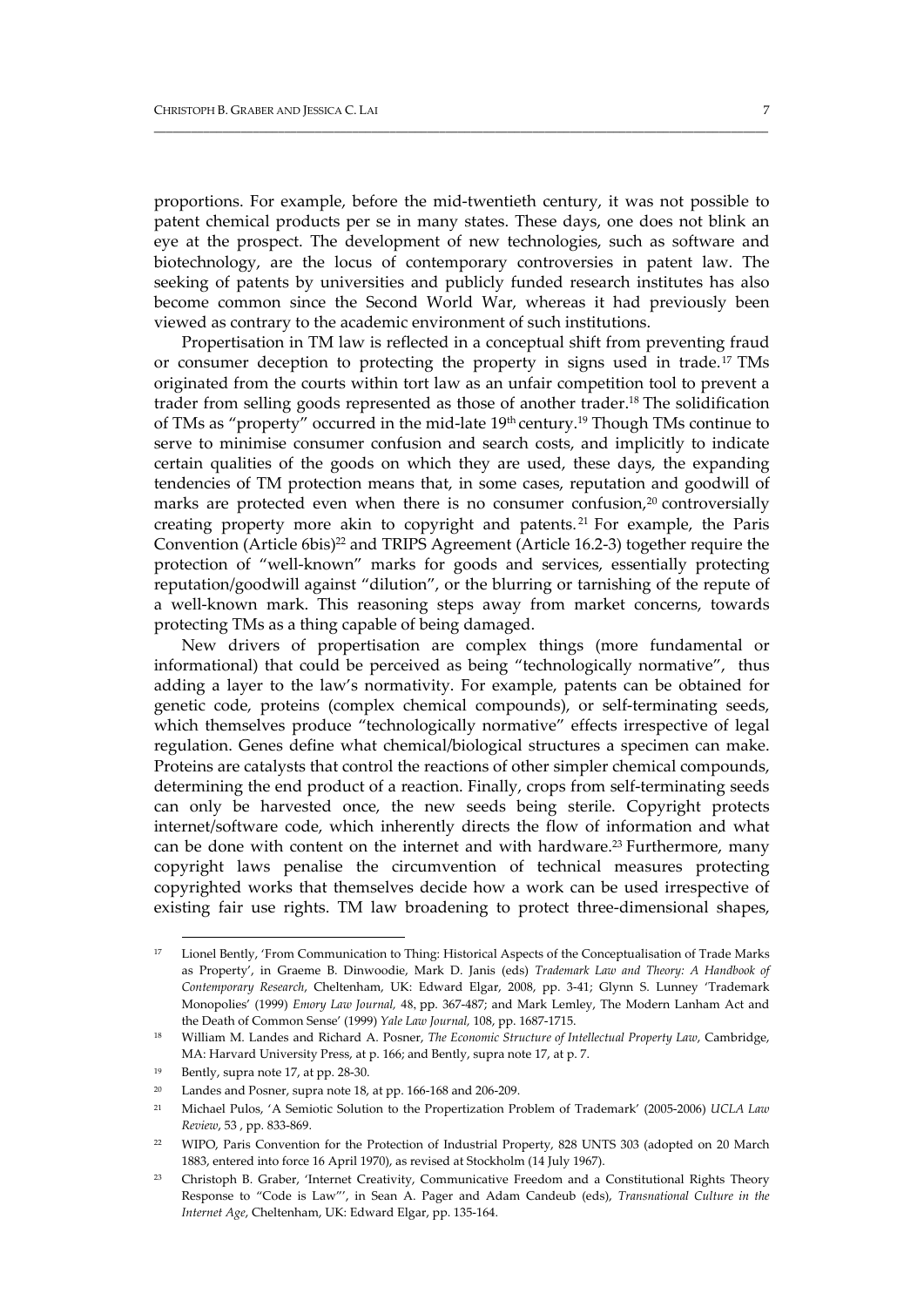proportions. For example, before the mid-twentieth century, it was not possible to patent chemical products per se in many states. These days, one does not blink an eye at the prospect. The development of new technologies, such as software and biotechnology, are the locus of contemporary controversies in patent law. The seeking of patents by universities and publicly funded research institutes has also become common since the Second World War, whereas it had previously been viewed as contrary to the academic environment of such institutions.

Propertisation in TM law is reflected in a conceptual shift from preventing fraud or consumer deception to protecting the property in signs used in trade.[17] TMs originated from the courts within tort law as an unfair competition tool to prevent a trader from selling goods represented as those of another trader.[18] The solidification of TMs as "property" occurred in the mid-late 19th century.[19] Though TMs continue to serve to minimise consumer confusion and search costs, and implicitly to indicate certain qualities of the goods on which they are used, these days, the expanding tendencies of TM protection means that, in some cases, reputation and goodwill of marks are protected even when there is no consumer confusion,[20] controversially creating property more akin to copyright and patents.[21] For example, the Paris Convention (Article 6bis)[22] and TRIPS Agreement (Article 16.2-3) together require the protection of "well-known" marks for goods and services, essentially protecting reputation/goodwill against "dilution", or the blurring or tarnishing of the repute of a well-known mark. This reasoning steps away from market concerns, towards protecting TMs as a thing capable of being damaged.

New drivers of propertisation are complex things (more fundamental or informational) that could be perceived as being "technologically normative", thus adding a layer to the law's normativity. For example, patents can be obtained for genetic code, proteins (complex chemical compounds), or self-terminating seeds, which themselves produce "technologically normative" effects irrespective of legal regulation. Genes define what chemical/biological structures a specimen can make. Proteins are catalysts that control the reactions of other simpler chemical compounds, determining the end product of a reaction. Finally, crops from self-terminating seeds can only be harvested once, the new seeds being sterile. Copyright protects internet/software code, which inherently directs the flow of information and what can be done with content on the internet and with hardware.[23] Furthermore, many copyright laws penalise the circumvention of technical measures protecting copyrighted works that themselves decide how a work can be used irrespective of existing fair use rights. TM law broadening to protect three-dimensional shapes,

---

[17] Lionel Bently, 'From Communication to Thing: Historical Aspects of the Conceptualisation of Trade Marks as Property', in Graeme B. Dinwoodie, Mark D. Janis (eds) *Trademark Law and Theory: A Handbook of Contemporary Research*, Cheltenham, UK: Edward Elgar, 2008, pp. 3-41; Glynn S. Lunney 'Trademark Monopolies' (1999) *Emory Law Journal*, 48, pp. 367-487; and Mark Lemley, The Modern Lanham Act and the Death of Common Sense' (1999) *Yale Law Journal*, 108, pp. 1687-1715.

[18] William M. Landes and Richard A. Posner, *The Economic Structure of Intellectual Property Law*, Cambridge, MA: Harvard University Press, at p. 166; and Bently, supra note 17, at p. 7.

[19] Bently, supra note 17, at pp. 28-30.

[20] Landes and Posner, supra note 18, at pp. 166-168 and 206-209.

[21] Michael Pulos, 'A Semiotic Solution to the Propertization Problem of Trademark' (2005-2006) *UCLA Law Review*, 53 , pp. 833-869.

[22] WIPO, Paris Convention for the Protection of Industrial Property, 828 UNTS 303 (adopted on 20 March 1883, entered into force 16 April 1970), as revised at Stockholm (14 July 1967).

[23] Christoph B. Graber, 'Internet Creativity, Communicative Freedom and a Constitutional Rights Theory Response to "Code is Law"', in Sean A. Pager and Adam Candeub (eds), *Transnational Culture in the Internet Age*, Cheltenham, UK: Edward Elgar, pp. 135-164.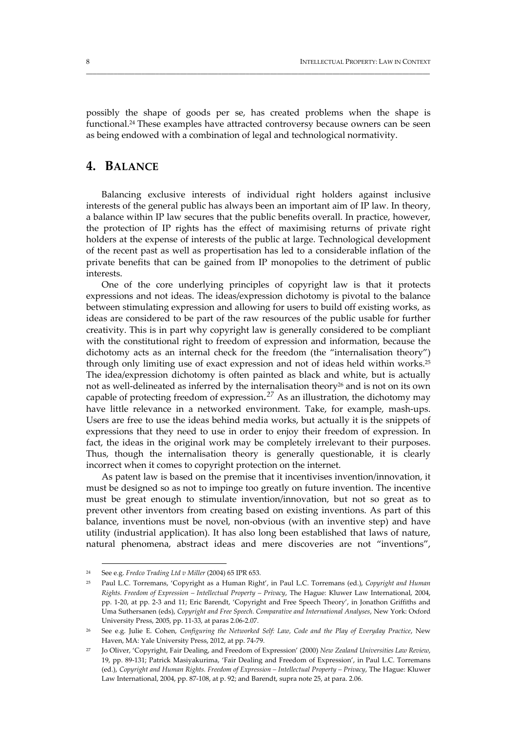possibly the shape of goods per se, has created problems when the shape is functional.[24] These examples have attracted controversy because owners can be seen as being endowed with a combination of legal and technological normativity.

## 4. BALANCE

Balancing exclusive interests of individual right holders against inclusive interests of the general public has always been an important aim of IP law. In theory, a balance within IP law secures that the public benefits overall. In practice, however, the protection of IP rights has the effect of maximising returns of private right holders at the expense of interests of the public at large. Technological development of the recent past as well as propertisation has led to a considerable inflation of the private benefits that can be gained from IP monopolies to the detriment of public interests.

One of the core underlying principles of copyright law is that it protects expressions and not ideas. The ideas/expression dichotomy is pivotal to the balance between stimulating expression and allowing for users to build off existing works, as ideas are considered to be part of the raw resources of the public usable for further creativity. This is in part why copyright law is generally considered to be compliant with the constitutional right to freedom of expression and information, because the dichotomy acts as an internal check for the freedom (the "internalisation theory") through only limiting use of exact expression and not of ideas held within works.[25] The idea/expression dichotomy is often painted as black and white, but is actually not as well-delineated as inferred by the internalisation theory[26] and is not on its own capable of protecting freedom of expression.[27] As an illustration, the dichotomy may have little relevance in a networked environment. Take, for example, mash-ups. Users are free to use the ideas behind media works, but actually it is the snippets of expressions that they need to use in order to enjoy their freedom of expression. In fact, the ideas in the original work may be completely irrelevant to their purposes. Thus, though the internalisation theory is generally questionable, it is clearly incorrect when it comes to copyright protection on the internet.

As patent law is based on the premise that it incentivises invention/innovation, it must be designed so as not to impinge too greatly on future invention. The incentive must be great enough to stimulate invention/innovation, but not so great as to prevent other inventors from creating based on existing inventions. As part of this balance, inventions must be novel, non-obvious (with an inventive step) and have utility (industrial application). It has also long been established that laws of nature, natural phenomena, abstract ideas and mere discoveries are not "inventions",

---

[24] See e.g. *Fredco Trading Ltd v Miller* (2004) 65 IPR 653.

[25] Paul L.C. Torremans, 'Copyright as a Human Right', in Paul L.C. Torremans (ed.), *Copyright and Human Rights. Freedom of Expression – Intellectual Property – Privacy*, The Hague: Kluwer Law International, 2004, pp. 1-20, at pp. 2-3 and 11; Eric Barendt, 'Copyright and Free Speech Theory', in Jonathon Griffiths and Uma Suthersanen (eds), *Copyright and Free Speech. Comparative and International Analyses*, New York: Oxford University Press, 2005, pp. 11-33, at paras 2.06-2.07.

[26] See e.g. Julie E. Cohen, *Configuring the Networked Self: Law, Code and the Play of Everyday Practice*, New Haven, MA: Yale University Press, 2012, at pp. 74-79.

[27] Jo Oliver, 'Copyright, Fair Dealing, and Freedom of Expression' (2000) *New Zealand Universities Law Review*, 19, pp. 89-131; Patrick Masiyakurima, 'Fair Dealing and Freedom of Expression', in Paul L.C. Torremans (ed.), *Copyright and Human Rights. Freedom of Expression – Intellectual Property – Privacy*, The Hague: Kluwer Law International, 2004, pp. 87-108, at p. 92; and Barendt, supra note 25, at para. 2.06.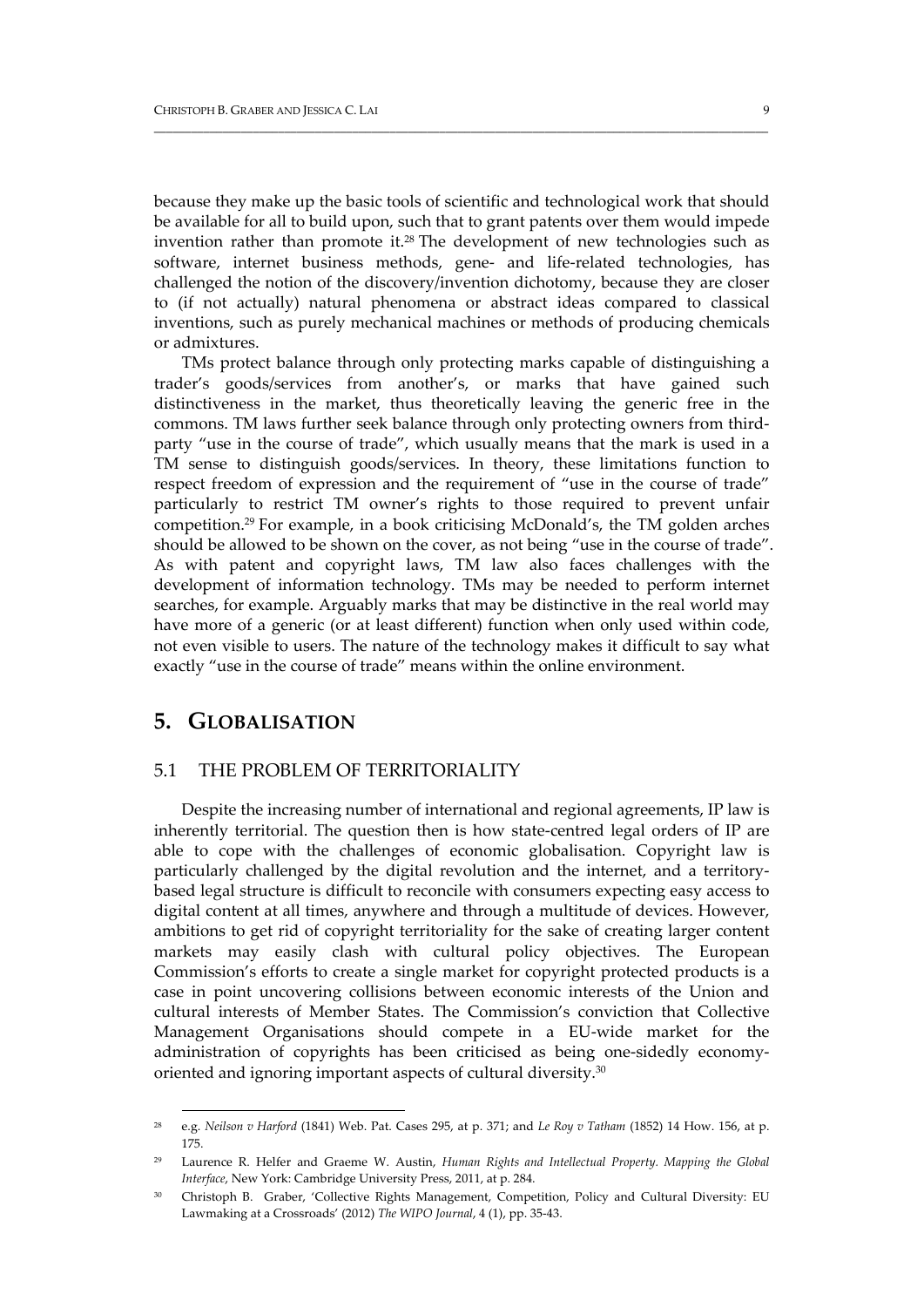because they make up the basic tools of scientific and technological work that should be available for all to build upon, such that to grant patents over them would impede invention rather than promote it.[28] The development of new technologies such as software, internet business methods, gene- and life-related technologies, has challenged the notion of the discovery/invention dichotomy, because they are closer to (if not actually) natural phenomena or abstract ideas compared to classical inventions, such as purely mechanical machines or methods of producing chemicals or admixtures.

TMs protect balance through only protecting marks capable of distinguishing a trader's goods/services from another's, or marks that have gained such distinctiveness in the market, thus theoretically leaving the generic free in the commons. TM laws further seek balance through only protecting owners from third-party "use in the course of trade", which usually means that the mark is used in a TM sense to distinguish goods/services. In theory, these limitations function to respect freedom of expression and the requirement of "use in the course of trade" particularly to restrict TM owner's rights to those required to prevent unfair competition.[29] For example, in a book criticising McDonald's, the TM golden arches should be allowed to be shown on the cover, as not being "use in the course of trade". As with patent and copyright laws, TM law also faces challenges with the development of information technology. TMs may be needed to perform internet searches, for example. Arguably marks that may be distinctive in the real world may have more of a generic (or at least different) function when only used within code, not even visible to users. The nature of the technology makes it difficult to say what exactly "use in the course of trade" means within the online environment.

# 5. GLOBALISATION

## 5.1 THE PROBLEM OF TERRITORIALITY

Despite the increasing number of international and regional agreements, IP law is inherently territorial. The question then is how state-centred legal orders of IP are able to cope with the challenges of economic globalisation. Copyright law is particularly challenged by the digital revolution and the internet, and a territory-based legal structure is difficult to reconcile with consumers expecting easy access to digital content at all times, anywhere and through a multitude of devices. However, ambitions to get rid of copyright territoriality for the sake of creating larger content markets may easily clash with cultural policy objectives. The European Commission's efforts to create a single market for copyright protected products is a case in point uncovering collisions between economic interests of the Union and cultural interests of Member States. The Commission's conviction that Collective Management Organisations should compete in a EU-wide market for the administration of copyrights has been criticised as being one-sidedly economy-oriented and ignoring important aspects of cultural diversity.[30]

---

[28] e.g. *Neilson v Harford* (1841) Web. Pat. Cases 295, at p. 371; and *Le Roy v Tatham* (1852) 14 How. 156, at p. 175.

[29] Laurence R. Helfer and Graeme W. Austin, *Human Rights and Intellectual Property. Mapping the Global Interface*, New York: Cambridge University Press, 2011, at p. 284.

[30] Christoph B. Graber, 'Collective Rights Management, Competition, Policy and Cultural Diversity: EU Lawmaking at a Crossroads' (2012) *The WIPO Journal*, 4 (1), pp. 35-43.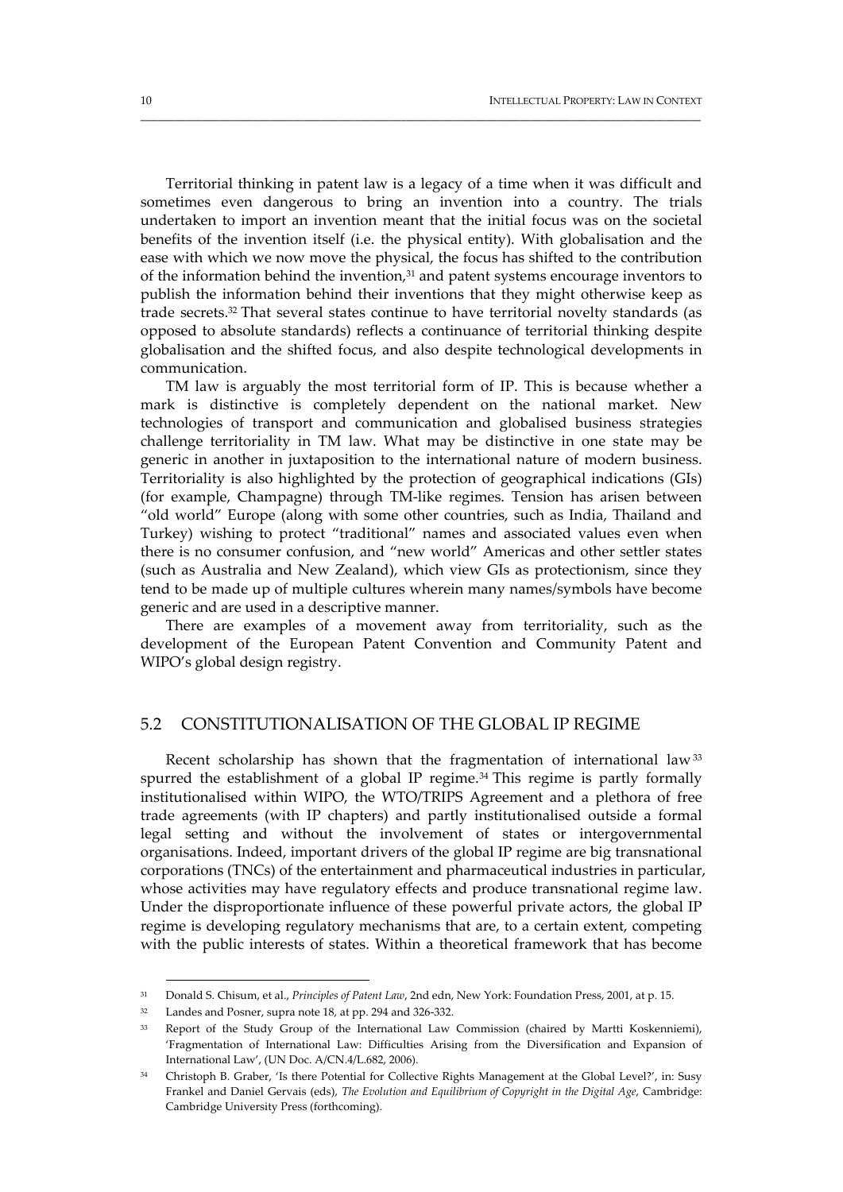Territorial thinking in patent law is a legacy of a time when it was difficult and sometimes even dangerous to bring an invention into a country. The trials undertaken to import an invention meant that the initial focus was on the societal benefits of the invention itself (i.e. the physical entity). With globalisation and the ease with which we now move the physical, the focus has shifted to the contribution of the information behind the invention,[31] and patent systems encourage inventors to publish the information behind their inventions that they might otherwise keep as trade secrets.[32] That several states continue to have territorial novelty standards (as opposed to absolute standards) reflects a continuance of territorial thinking despite globalisation and the shifted focus, and also despite technological developments in communication.

TM law is arguably the most territorial form of IP. This is because whether a mark is distinctive is completely dependent on the national market. New technologies of transport and communication and globalised business strategies challenge territoriality in TM law. What may be distinctive in one state may be generic in another in juxtaposition to the international nature of modern business. Territoriality is also highlighted by the protection of geographical indications (GIs) (for example, Champagne) through TM-like regimes. Tension has arisen between "old world" Europe (along with some other countries, such as India, Thailand and Turkey) wishing to protect "traditional" names and associated values even when there is no consumer confusion, and "new world" Americas and other settler states (such as Australia and New Zealand), which view GIs as protectionism, since they tend to be made up of multiple cultures wherein many names/symbols have become generic and are used in a descriptive manner.

There are examples of a movement away from territoriality, such as the development of the European Patent Convention and Community Patent and WIPO's global design registry.

## 5.2 CONSTITUTIONALISATION OF THE GLOBAL IP REGIME

Recent scholarship has shown that the fragmentation of international law[33] spurred the establishment of a global IP regime.[34] This regime is partly formally institutionalised within WIPO, the WTO/TRIPS Agreement and a plethora of free trade agreements (with IP chapters) and partly institutionalised outside a formal legal setting and without the involvement of states or intergovernmental organisations. Indeed, important drivers of the global IP regime are big transnational corporations (TNCs) of the entertainment and pharmaceutical industries in particular, whose activities may have regulatory effects and produce transnational regime law. Under the disproportionate influence of these powerful private actors, the global IP regime is developing regulatory mechanisms that are, to a certain extent, competing with the public interests of states. Within a theoretical framework that has become

---

[31] Donald S. Chisum, et al., *Principles of Patent Law*, 2nd edn, New York: Foundation Press, 2001, at p. 15.

[32] Landes and Posner, supra note 18, at pp. 294 and 326-332.

[33] Report of the Study Group of the International Law Commission (chaired by Martti Koskenniemi), 'Fragmentation of International Law: Difficulties Arising from the Diversification and Expansion of International Law', (UN Doc. A/CN.4/L.682, 2006).

[34] Christoph B. Graber, 'Is there Potential for Collective Rights Management at the Global Level?', in: Susy Frankel and Daniel Gervais (eds), *The Evolution and Equilibrium of Copyright in the Digital Age*, Cambridge: Cambridge University Press (forthcoming).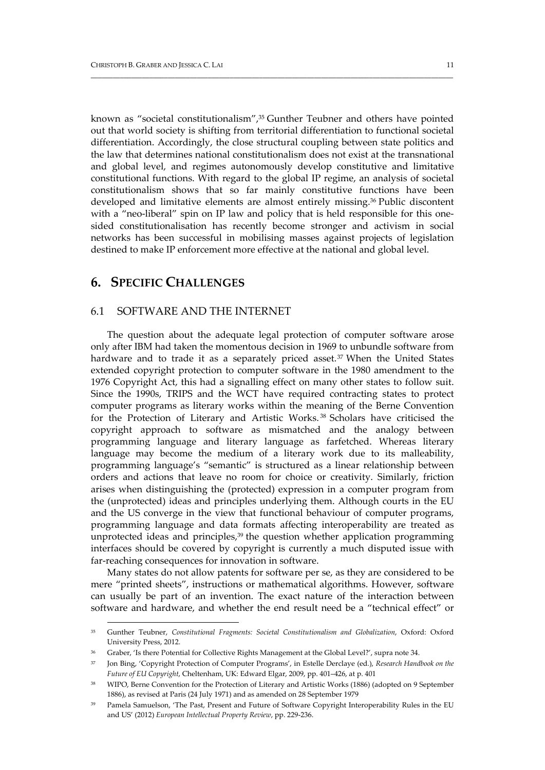known as "societal constitutionalism",[35] Gunther Teubner and others have pointed out that world society is shifting from territorial differentiation to functional societal differentiation. Accordingly, the close structural coupling between state politics and the law that determines national constitutionalism does not exist at the transnational and global level, and regimes autonomously develop constitutive and limitative constitutional functions. With regard to the global IP regime, an analysis of societal constitutionalism shows that so far mainly constitutive functions have been developed and limitative elements are almost entirely missing.[36] Public discontent with a "neo-liberal" spin on IP law and policy that is held responsible for this one-sided constitutionalisation has recently become stronger and activism in social networks has been successful in mobilising masses against projects of legislation destined to make IP enforcement more effective at the national and global level.

## 6. SPECIFIC CHALLENGES

### 6.1 SOFTWARE AND THE INTERNET

The question about the adequate legal protection of computer software arose only after IBM had taken the momentous decision in 1969 to unbundle software from hardware and to trade it as a separately priced asset.[37] When the United States extended copyright protection to computer software in the 1980 amendment to the 1976 Copyright Act, this had a signalling effect on many other states to follow suit. Since the 1990s, TRIPS and the WCT have required contracting states to protect computer programs as literary works within the meaning of the Berne Convention for the Protection of Literary and Artistic Works.[38] Scholars have criticised the copyright approach to software as mismatched and the analogy between programming language and literary language as farfetched. Whereas literary language may become the medium of a literary work due to its malleability, programming language's "semantic" is structured as a linear relationship between orders and actions that leave no room for choice or creativity. Similarly, friction arises when distinguishing the (protected) expression in a computer program from the (unprotected) ideas and principles underlying them. Although courts in the EU and the US converge in the view that functional behaviour of computer programs, programming language and data formats affecting interoperability are treated as unprotected ideas and principles,[39] the question whether application programming interfaces should be covered by copyright is currently a much disputed issue with far-reaching consequences for innovation in software.

Many states do not allow patents for software per se, as they are considered to be mere "printed sheets", instructions or mathematical algorithms. However, software can usually be part of an invention. The exact nature of the interaction between software and hardware, and whether the end result need be a "technical effect" or

---

[35] Gunther Teubner, *Constitutional Fragments: Societal Constitutionalism and Globalization*, Oxford: Oxford University Press, 2012.

[36] Graber, 'Is there Potential for Collective Rights Management at the Global Level?', supra note 34.

[37] Jon Bing, 'Copyright Protection of Computer Programs', in Estelle Derclaye (ed.), *Research Handbook on the Future of EU Copyright*, Cheltenham, UK: Edward Elgar, 2009, pp. 401–426, at p. 401

[38] WIPO, Berne Convention for the Protection of Literary and Artistic Works (1886) (adopted on 9 September 1886), as revised at Paris (24 July 1971) and as amended on 28 September 1979

[39] Pamela Samuelson, 'The Past, Present and Future of Software Copyright Interoperability Rules in the EU and US' (2012) *European Intellectual Property Review*, pp. 229-236.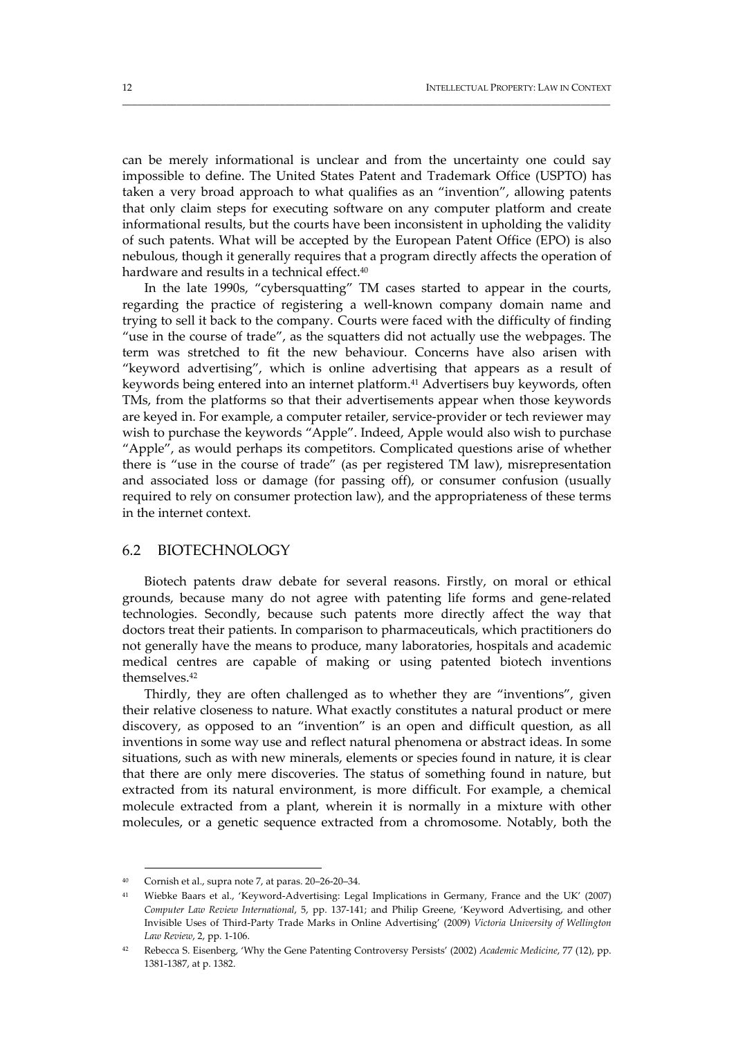can be merely informational is unclear and from the uncertainty one could say impossible to define. The United States Patent and Trademark Office (USPTO) has taken a very broad approach to what qualifies as an "invention", allowing patents that only claim steps for executing software on any computer platform and create informational results, but the courts have been inconsistent in upholding the validity of such patents. What will be accepted by the European Patent Office (EPO) is also nebulous, though it generally requires that a program directly affects the operation of hardware and results in a technical effect.[40]

In the late 1990s, "cybersquatting" TM cases started to appear in the courts, regarding the practice of registering a well-known company domain name and trying to sell it back to the company. Courts were faced with the difficulty of finding "use in the course of trade", as the squatters did not actually use the webpages. The term was stretched to fit the new behaviour. Concerns have also arisen with "keyword advertising", which is online advertising that appears as a result of keywords being entered into an internet platform.[41] Advertisers buy keywords, often TMs, from the platforms so that their advertisements appear when those keywords are keyed in. For example, a computer retailer, service-provider or tech reviewer may wish to purchase the keywords "Apple". Indeed, Apple would also wish to purchase "Apple", as would perhaps its competitors. Complicated questions arise of whether there is "use in the course of trade" (as per registered TM law), misrepresentation and associated loss or damage (for passing off), or consumer confusion (usually required to rely on consumer protection law), and the appropriateness of these terms in the internet context.

## 6.2 BIOTECHNOLOGY

Biotech patents draw debate for several reasons. Firstly, on moral or ethical grounds, because many do not agree with patenting life forms and gene-related technologies. Secondly, because such patents more directly affect the way that doctors treat their patients. In comparison to pharmaceuticals, which practitioners do not generally have the means to produce, many laboratories, hospitals and academic medical centres are capable of making or using patented biotech inventions themselves.[42]

Thirdly, they are often challenged as to whether they are "inventions", given their relative closeness to nature. What exactly constitutes a natural product or mere discovery, as opposed to an "invention" is an open and difficult question, as all inventions in some way use and reflect natural phenomena or abstract ideas. In some situations, such as with new minerals, elements or species found in nature, it is clear that there are only mere discoveries. The status of something found in nature, but extracted from its natural environment, is more difficult. For example, a chemical molecule extracted from a plant, wherein it is normally in a mixture with other molecules, or a genetic sequence extracted from a chromosome. Notably, both the

---

[40] Cornish et al., supra note 7, at paras. 20–26-20–34.

[41] Wiebke Baars et al., 'Keyword-Advertising: Legal Implications in Germany, France and the UK' (2007) *Computer Law Review International*, 5, pp. 137-141; and Philip Greene, 'Keyword Advertising, and other Invisible Uses of Third-Party Trade Marks in Online Advertising' (2009) *Victoria University of Wellington Law Review*, 2, pp. 1-106.

[42] Rebecca S. Eisenberg, 'Why the Gene Patenting Controversy Persists' (2002) *Academic Medicine*, 77 (12), pp. 1381-1387, at p. 1382.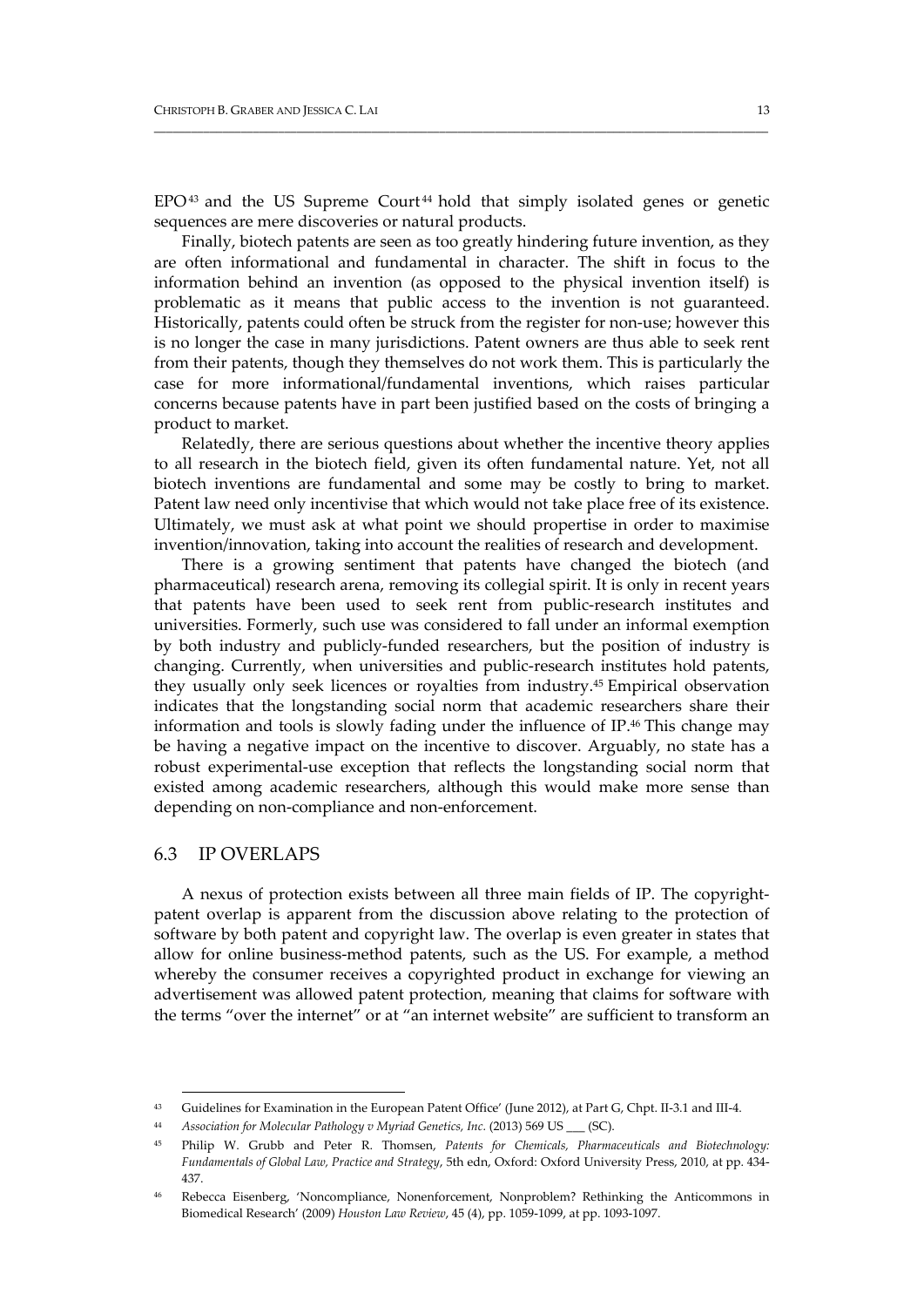EPO[43] and the US Supreme Court[44] hold that simply isolated genes or genetic sequences are mere discoveries or natural products.

Finally, biotech patents are seen as too greatly hindering future invention, as they are often informational and fundamental in character. The shift in focus to the information behind an invention (as opposed to the physical invention itself) is problematic as it means that public access to the invention is not guaranteed. Historically, patents could often be struck from the register for non-use; however this is no longer the case in many jurisdictions. Patent owners are thus able to seek rent from their patents, though they themselves do not work them. This is particularly the case for more informational/fundamental inventions, which raises particular concerns because patents have in part been justified based on the costs of bringing a product to market.

Relatedly, there are serious questions about whether the incentive theory applies to all research in the biotech field, given its often fundamental nature. Yet, not all biotech inventions are fundamental and some may be costly to bring to market. Patent law need only incentivise that which would not take place free of its existence. Ultimately, we must ask at what point we should propertise in order to maximise invention/innovation, taking into account the realities of research and development.

There is a growing sentiment that patents have changed the biotech (and pharmaceutical) research arena, removing its collegial spirit. It is only in recent years that patents have been used to seek rent from public-research institutes and universities. Formerly, such use was considered to fall under an informal exemption by both industry and publicly-funded researchers, but the position of industry is changing. Currently, when universities and public-research institutes hold patents, they usually only seek licences or royalties from industry.[45] Empirical observation indicates that the longstanding social norm that academic researchers share their information and tools is slowly fading under the influence of IP.[46] This change may be having a negative impact on the incentive to discover. Arguably, no state has a robust experimental-use exception that reflects the longstanding social norm that existed among academic researchers, although this would make more sense than depending on non-compliance and non-enforcement.

## 6.3 IP OVERLAPS

A nexus of protection exists between all three main fields of IP. The copyright-patent overlap is apparent from the discussion above relating to the protection of software by both patent and copyright law. The overlap is even greater in states that allow for online business-method patents, such as the US. For example, a method whereby the consumer receives a copyrighted product in exchange for viewing an advertisement was allowed patent protection, meaning that claims for software with the terms "over the internet" or at "an internet website" are sufficient to transform an

---

[43] Guidelines for Examination in the European Patent Office' (June 2012), at Part G, Chpt. II-3.1 and III-4.

[44] *Association for Molecular Pathology v Myriad Genetics, Inc.* (2013) 569 US ___ (SC).

[45] Philip W. Grubb and Peter R. Thomsen, *Patents for Chemicals, Pharmaceuticals and Biotechnology: Fundamentals of Global Law, Practice and Strategy*, 5th edn, Oxford: Oxford University Press, 2010, at pp. 434-437.

[46] Rebecca Eisenberg, 'Noncompliance, Nonenforcement, Nonproblem? Rethinking the Anticommons in Biomedical Research' (2009) *Houston Law Review*, 45 (4), pp. 1059-1099, at pp. 1093-1097.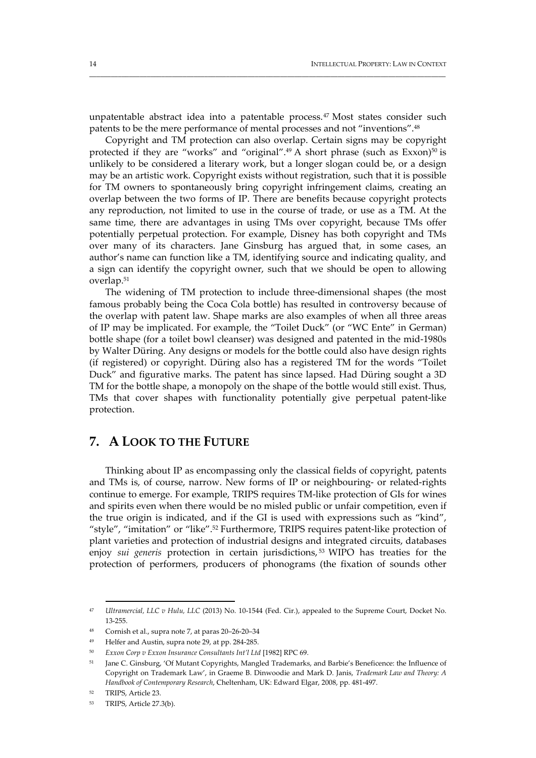unpatentable abstract idea into a patentable process.[47] Most states consider such patents to be the mere performance of mental processes and not "inventions".[48]

Copyright and TM protection can also overlap. Certain signs may be copyright protected if they are "works" and "original".[49] A short phrase (such as Exxon)[50] is unlikely to be considered a literary work, but a longer slogan could be, or a design may be an artistic work. Copyright exists without registration, such that it is possible for TM owners to spontaneously bring copyright infringement claims, creating an overlap between the two forms of IP. There are benefits because copyright protects any reproduction, not limited to use in the course of trade, or use as a TM. At the same time, there are advantages in using TMs over copyright, because TMs offer potentially perpetual protection. For example, Disney has both copyright and TMs over many of its characters. Jane Ginsburg has argued that, in some cases, an author's name can function like a TM, identifying source and indicating quality, and a sign can identify the copyright owner, such that we should be open to allowing overlap.[51]

The widening of TM protection to include three-dimensional shapes (the most famous probably being the Coca Cola bottle) has resulted in controversy because of the overlap with patent law. Shape marks are also examples of when all three areas of IP may be implicated. For example, the "Toilet Duck" (or "WC Ente" in German) bottle shape (for a toilet bowl cleanser) was designed and patented in the mid-1980s by Walter Düring. Any designs or models for the bottle could also have design rights (if registered) or copyright. Düring also has a registered TM for the words "Toilet Duck" and figurative marks. The patent has since lapsed. Had Düring sought a 3D TM for the bottle shape, a monopoly on the shape of the bottle would still exist. Thus, TMs that cover shapes with functionality potentially give perpetual patent-like protection.

## 7. A Look to the Future

Thinking about IP as encompassing only the classical fields of copyright, patents and TMs is, of course, narrow. New forms of IP or neighbouring- or related-rights continue to emerge. For example, TRIPS requires TM-like protection of GIs for wines and spirits even when there would be no misled public or unfair competition, even if the true origin is indicated, and if the GI is used with expressions such as "kind", "style", "imitation" or "like".[52] Furthermore, TRIPS requires patent-like protection of plant varieties and protection of industrial designs and integrated circuits, databases enjoy *sui generis* protection in certain jurisdictions,[53] WIPO has treaties for the protection of performers, producers of phonograms (the fixation of sounds other

---

[47] *Ultramercial, LLC v Hulu, LLC* (2013) No. 10-1544 (Fed. Cir.), appealed to the Supreme Court, Docket No. 13-255.

[48] Cornish et al., supra note 7, at paras 20–26-20–34

[49] Helfer and Austin, supra note 29, at pp. 284-285.

[50] *Exxon Corp v Exxon Insurance Consultants Int'l Ltd* [1982] RPC 69.

[51] Jane C. Ginsburg, 'Of Mutant Copyrights, Mangled Trademarks, and Barbie's Beneficence: the Influence of Copyright on Trademark Law', in Graeme B. Dinwoodie and Mark D. Janis, *Trademark Law and Theory: A Handbook of Contemporary Research*, Cheltenham, UK: Edward Elgar, 2008, pp. 481-497.

[52] TRIPS, Article 23.

[53] TRIPS, Article 27.3(b).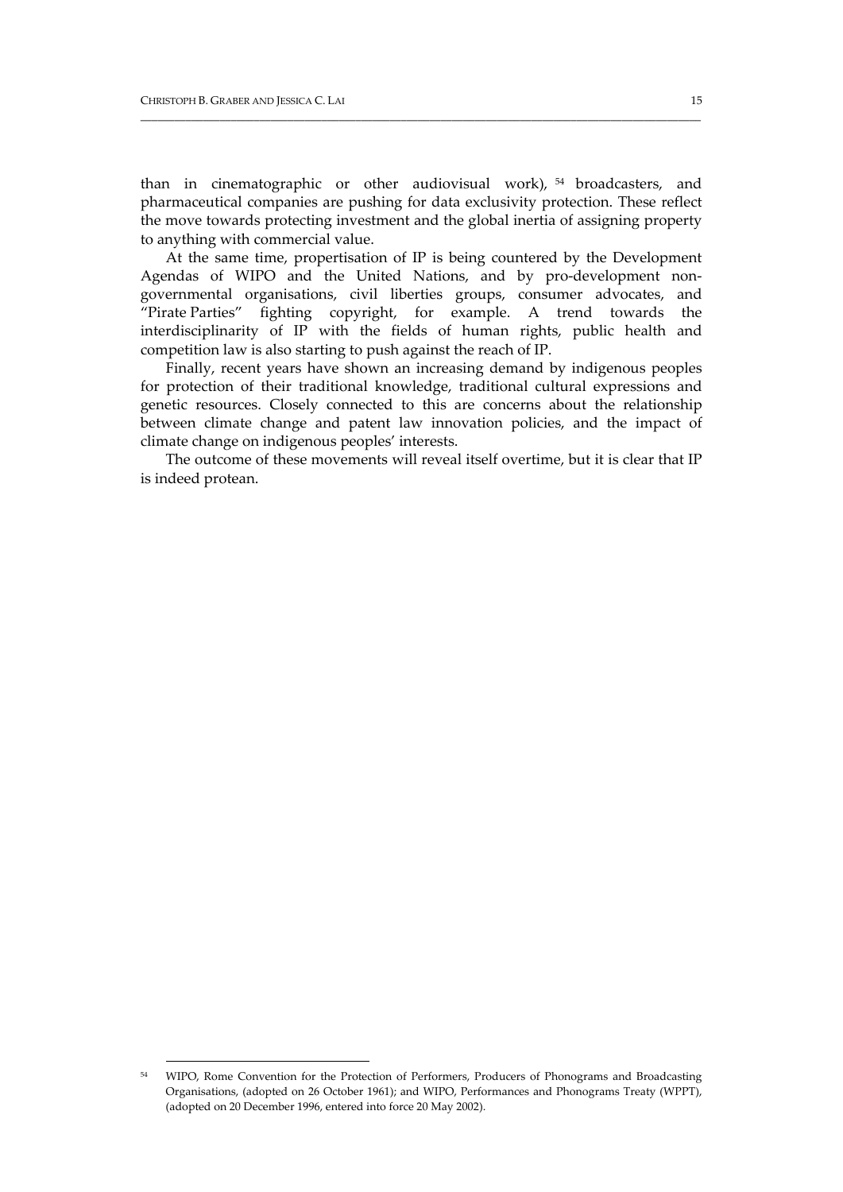than in cinematographic or other audiovisual work),[54] broadcasters, and pharmaceutical companies are pushing for data exclusivity protection. These reflect the move towards protecting investment and the global inertia of assigning property to anything with commercial value.

At the same time, propertisation of IP is being countered by the Development Agendas of WIPO and the United Nations, and by pro-development non-governmental organisations, civil liberties groups, consumer advocates, and "Pirate Parties" fighting copyright, for example. A trend towards the interdisciplinarity of IP with the fields of human rights, public health and competition law is also starting to push against the reach of IP.

Finally, recent years have shown an increasing demand by indigenous peoples for protection of their traditional knowledge, traditional cultural expressions and genetic resources. Closely connected to this are concerns about the relationship between climate change and patent law innovation policies, and the impact of climate change on indigenous peoples' interests.

The outcome of these movements will reveal itself overtime, but it is clear that IP is indeed protean.

---

[54] WIPO, Rome Convention for the Protection of Performers, Producers of Phonograms and Broadcasting Organisations, (adopted on 26 October 1961); and WIPO, Performances and Phonograms Treaty (WPPT), (adopted on 20 December 1996, entered into force 20 May 2002).